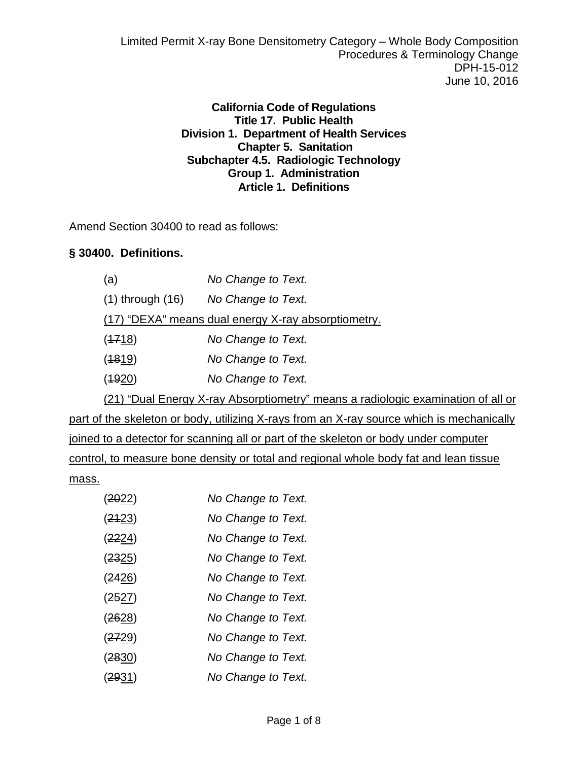**California Code of Regulations**
**Title 17. Public Health**
**Division 1. Department of Health Services**
**Chapter 5. Sanitation**
**Subchapter 4.5. Radiologic Technology**
**Group 1. Administration**
**Article 1. Definitions**

Amend Section 30400 to read as follows:

**§ 30400. Definitions.**

(a) *No Change to Text.*

(1) through (16) *No Change to Text.*

<u>(17) "DEXA" means dual energy X-ray absorptiometry.</u>

(~~17~~<u>18</u>) *No Change to Text.*

(~~18~~<u>19</u>) *No Change to Text.*

(~~19~~<u>20</u>) *No Change to Text.*

<u>(21) "Dual Energy X-ray Absorptiometry" means a radiologic examination of all or part of the skeleton or body, utilizing X-rays from an X-ray source which is mechanically joined to a detector for scanning all or part of the skeleton or body under computer control, to measure bone density or total and regional whole body fat and lean tissue mass.</u>

(~~20~~<u>22</u>) *No Change to Text.*

(~~21~~<u>23</u>) *No Change to Text.*

(~~22~~<u>24</u>) *No Change to Text.*

(~~23~~<u>25</u>) *No Change to Text.*

(~~24~~<u>26</u>) *No Change to Text.*

(~~25~~<u>27</u>) *No Change to Text.*

(~~26~~<u>28</u>) *No Change to Text.*

(~~27~~<u>29</u>) *No Change to Text.*

(~~28~~<u>30</u>) *No Change to Text.*

(~~29~~<u>31</u>) *No Change to Text.*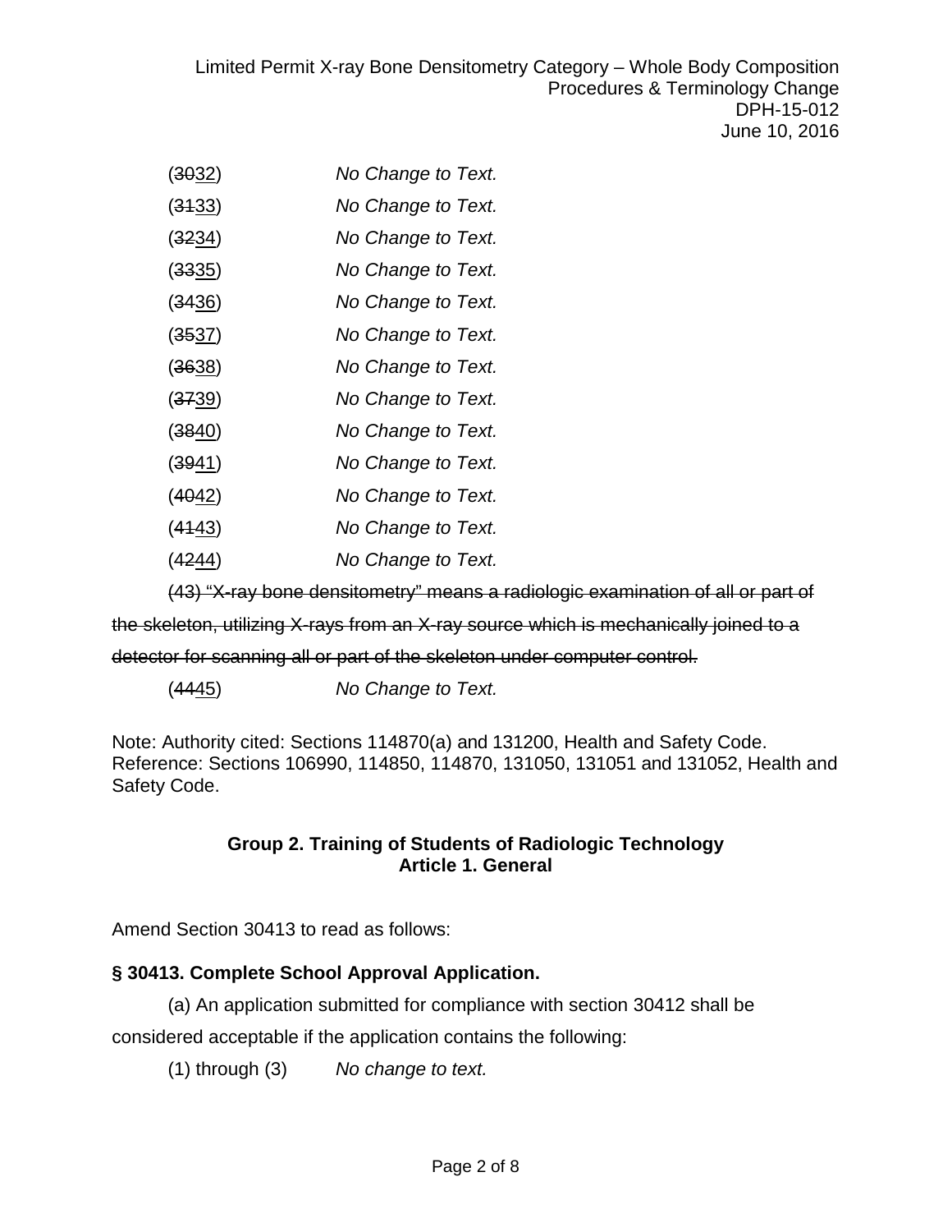(~~30~~32) *No Change to Text.*

(~~31~~33) *No Change to Text.*

(~~32~~34) *No Change to Text.*

(~~33~~35) *No Change to Text.*

(~~34~~36) *No Change to Text.*

(~~35~~37) *No Change to Text.*

(~~36~~38) *No Change to Text.*

(~~37~~39) *No Change to Text.*

(~~38~~40) *No Change to Text.*

(~~39~~41) *No Change to Text.*

(~~40~~42) *No Change to Text.*

(~~41~~43) *No Change to Text.*

(~~42~~44) *No Change to Text.*

~~(43) "X-ray bone densitometry" means a radiologic examination of all or part of the skeleton, utilizing X-rays from an X-ray source which is mechanically joined to a detector for scanning all or part of the skeleton under computer control.~~

(~~44~~45) *No Change to Text.*

Note: Authority cited: Sections 114870(a) and 131200, Health and Safety Code. Reference: Sections 106990, 114850, 114870, 131050, 131051 and 131052, Health and Safety Code.

**Group 2. Training of Students of Radiologic Technology**
**Article 1. General**

Amend Section 30413 to read as follows:

**§ 30413. Complete School Approval Application.**

(a) An application submitted for compliance with section 30412 shall be considered acceptable if the application contains the following:

(1) through (3) *No change to text.*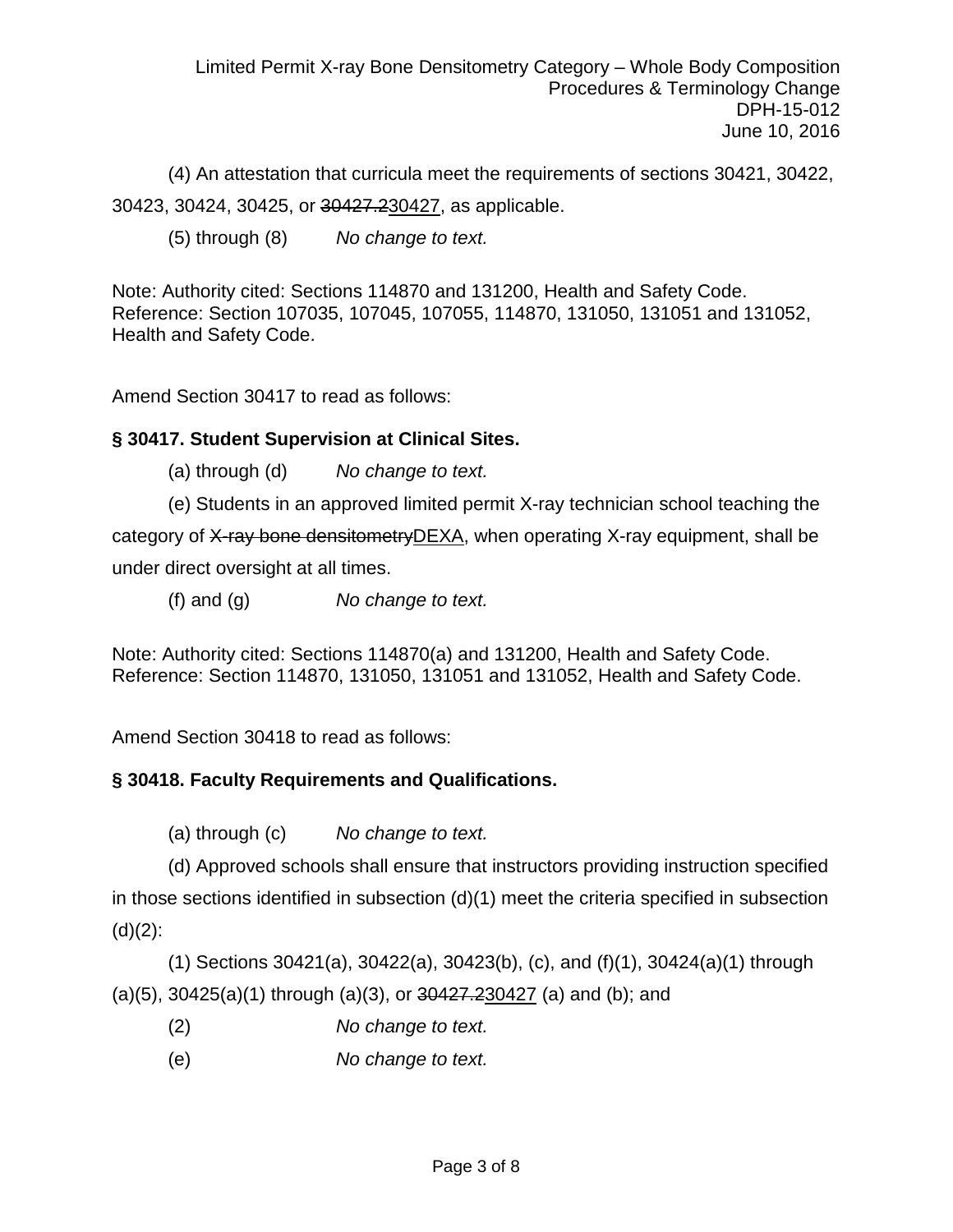(4) An attestation that curricula meet the requirements of sections 30421, 30422, 30423, 30424, 30425, or ~~30427.2~~<u>30427</u>, as applicable.

(5) through (8) *No change to text.*

Note: Authority cited: Sections 114870 and 131200, Health and Safety Code. Reference: Section 107035, 107045, 107055, 114870, 131050, 131051 and 131052, Health and Safety Code.

Amend Section 30417 to read as follows:

**§ 30417. Student Supervision at Clinical Sites.**

(a) through (d) *No change to text.*

(e) Students in an approved limited permit X-ray technician school teaching the category of ~~X-ray bone densitometry~~<u>DEXA</u>, when operating X-ray equipment, shall be under direct oversight at all times.

(f) and (g) *No change to text.*

Note: Authority cited: Sections 114870(a) and 131200, Health and Safety Code. Reference: Section 114870, 131050, 131051 and 131052, Health and Safety Code.

Amend Section 30418 to read as follows:

**§ 30418. Faculty Requirements and Qualifications.**

(a) through (c) *No change to text.*

(d) Approved schools shall ensure that instructors providing instruction specified in those sections identified in subsection (d)(1) meet the criteria specified in subsection (d)(2):

(1) Sections 30421(a), 30422(a), 30423(b), (c), and (f)(1), 30424(a)(1) through (a)(5), 30425(a)(1) through (a)(3), or ~~30427.2~~<u>30427</u> (a) and (b); and

(2) *No change to text.*

(e) *No change to text.*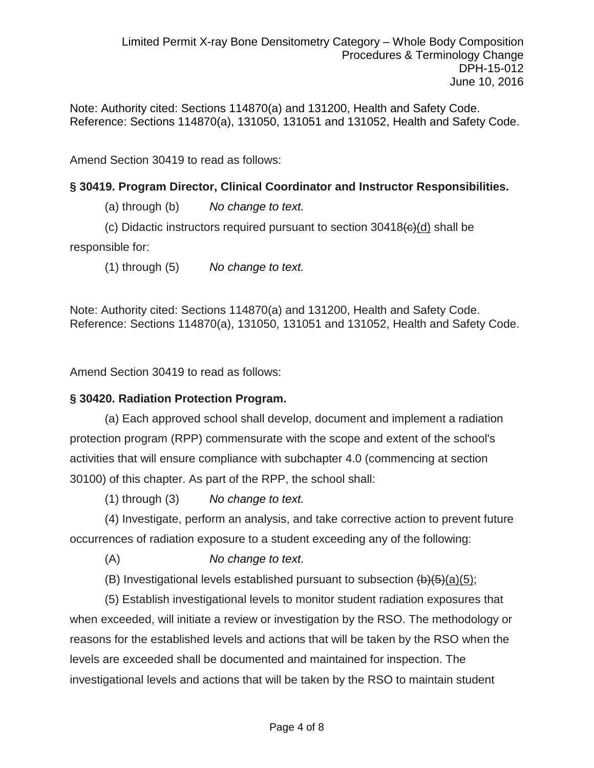Note: Authority cited: Sections 114870(a) and 131200, Health and Safety Code. Reference: Sections 114870(a), 131050, 131051 and 131052, Health and Safety Code.

Amend Section 30419 to read as follows:

**§ 30419. Program Director, Clinical Coordinator and Instructor Responsibilities.**

(a) through (b) *No change to text.*

(c) Didactic instructors required pursuant to section 30418~~(c)~~<u>(d)</u> shall be responsible for:

(1) through (5) *No change to text.*

Note: Authority cited: Sections 114870(a) and 131200, Health and Safety Code. Reference: Sections 114870(a), 131050, 131051 and 131052, Health and Safety Code.

Amend Section 30419 to read as follows:

**§ 30420. Radiation Protection Program.**

(a) Each approved school shall develop, document and implement a radiation protection program (RPP) commensurate with the scope and extent of the school's activities that will ensure compliance with subchapter 4.0 (commencing at section 30100) of this chapter. As part of the RPP, the school shall:

(1) through (3) *No change to text.*

(4) Investigate, perform an analysis, and take corrective action to prevent future occurrences of radiation exposure to a student exceeding any of the following:

(A) *No change to text.*

(B) Investigational levels established pursuant to subsection ~~(b)(5)~~<u>(a)(5)</u>;

(5) Establish investigational levels to monitor student radiation exposures that when exceeded, will initiate a review or investigation by the RSO. The methodology or reasons for the established levels and actions that will be taken by the RSO when the levels are exceeded shall be documented and maintained for inspection. The investigational levels and actions that will be taken by the RSO to maintain student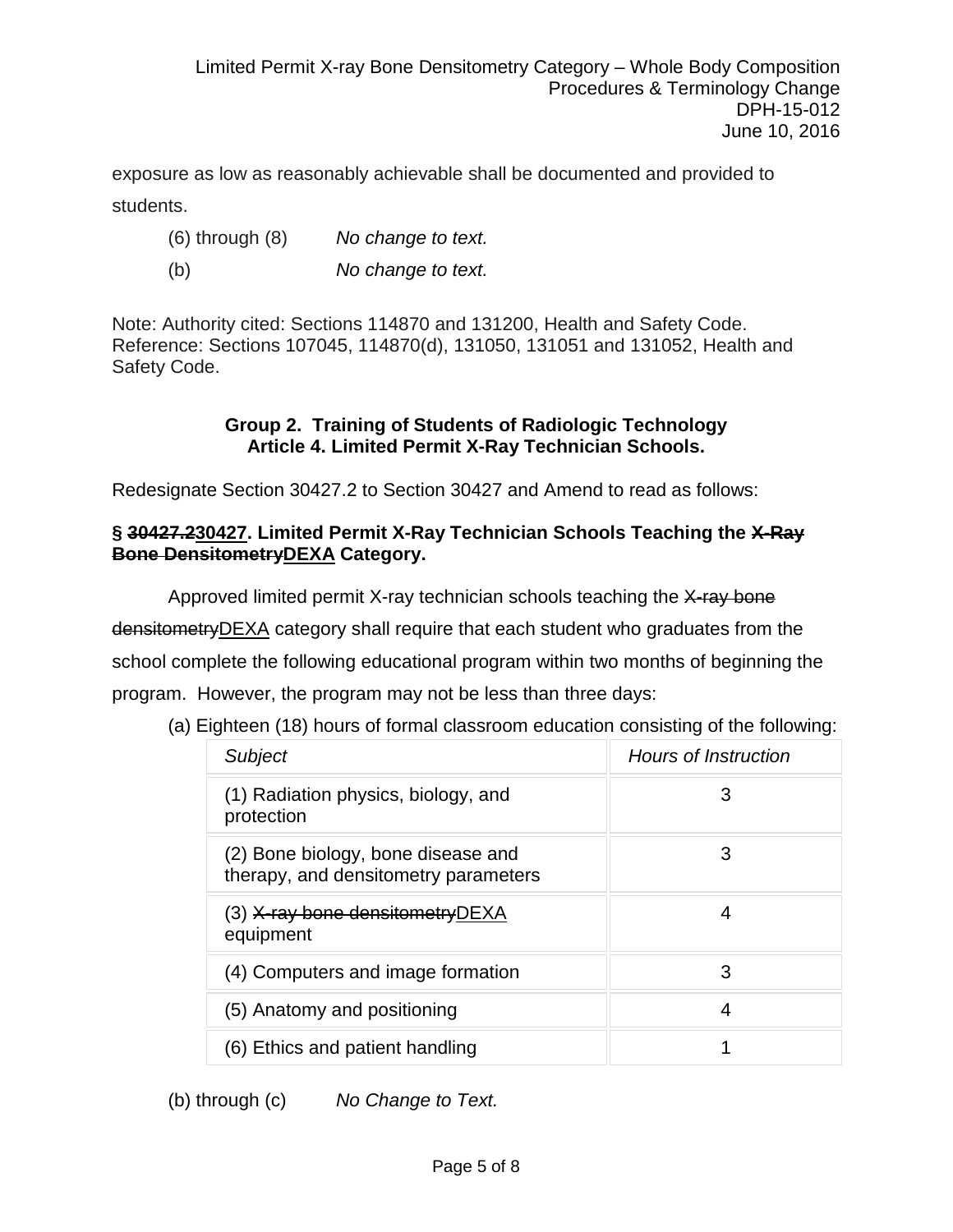exposure as low as reasonably achievable shall be documented and provided to students.

(6) through (8) *No change to text.*

(b) *No change to text.*

Note: Authority cited: Sections 114870 and 131200, Health and Safety Code. Reference: Sections 107045, 114870(d), 131050, 131051 and 131052, Health and Safety Code.

**Group 2. Training of Students of Radiologic Technology**
**Article 4. Limited Permit X-Ray Technician Schools.**

Redesignate Section 30427.2 to Section 30427 and Amend to read as follows:

**§ ~~30427.2~~<u>30427</u>. Limited Permit X-Ray Technician Schools Teaching the ~~X-Ray Bone Densitometry~~<u>DEXA</u> Category.**

Approved limited permit X-ray technician schools teaching the ~~X-ray bone densitometry~~<u>DEXA</u> category shall require that each student who graduates from the school complete the following educational program within two months of beginning the program. However, the program may not be less than three days:

(a) Eighteen (18) hours of formal classroom education consisting of the following:

| *Subject* | *Hours of Instruction* |
|---|---|
| (1) Radiation physics, biology, and protection | 3 |
| (2) Bone biology, bone disease and therapy, and densitometry parameters | 3 |
| (3) ~~X-ray bone densitometry~~<u>DEXA</u> equipment | 4 |
| (4) Computers and image formation | 3 |
| (5) Anatomy and positioning | 4 |
| (6) Ethics and patient handling | 1 |

(b) through (c) *No Change to Text.*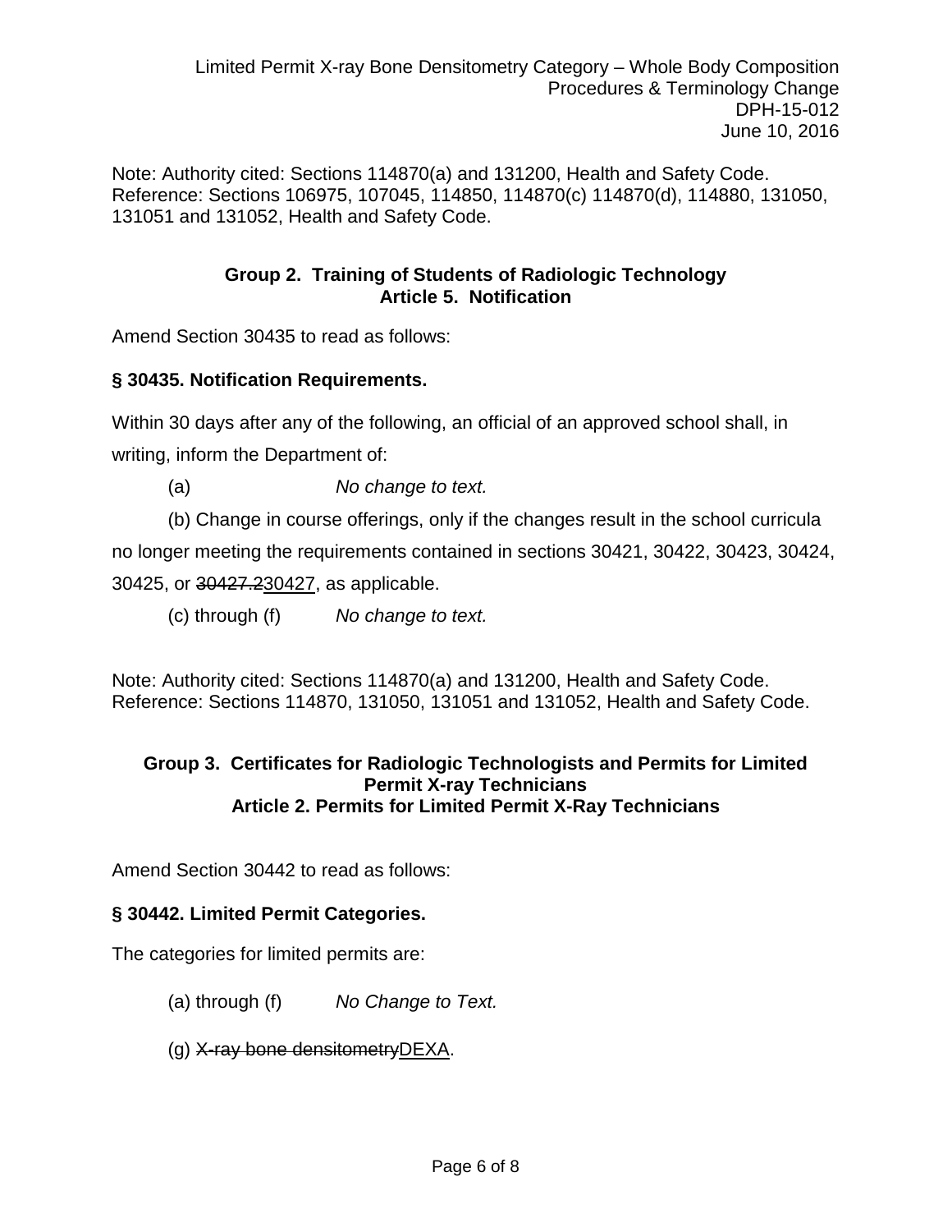Note: Authority cited: Sections 114870(a) and 131200, Health and Safety Code. Reference: Sections 106975, 107045, 114850, 114870(c) 114870(d), 114880, 131050, 131051 and 131052, Health and Safety Code.

**Group 2. Training of Students of Radiologic Technology**
**Article 5. Notification**

Amend Section 30435 to read as follows:

**§ 30435. Notification Requirements.**

Within 30 days after any of the following, an official of an approved school shall, in writing, inform the Department of:

(a) *No change to text.*

(b) Change in course offerings, only if the changes result in the school curricula no longer meeting the requirements contained in sections 30421, 30422, 30423, 30424, 30425, or ~~30427.2~~<u>30427</u>, as applicable.

(c) through (f) *No change to text.*

Note: Authority cited: Sections 114870(a) and 131200, Health and Safety Code. Reference: Sections 114870, 131050, 131051 and 131052, Health and Safety Code.

**Group 3. Certificates for Radiologic Technologists and Permits for Limited Permit X-ray Technicians**
**Article 2. Permits for Limited Permit X-Ray Technicians**

Amend Section 30442 to read as follows:

**§ 30442. Limited Permit Categories.**

The categories for limited permits are:

(a) through (f) *No Change to Text.*

(g) ~~X-ray bone densitometry~~<u>DEXA</u>.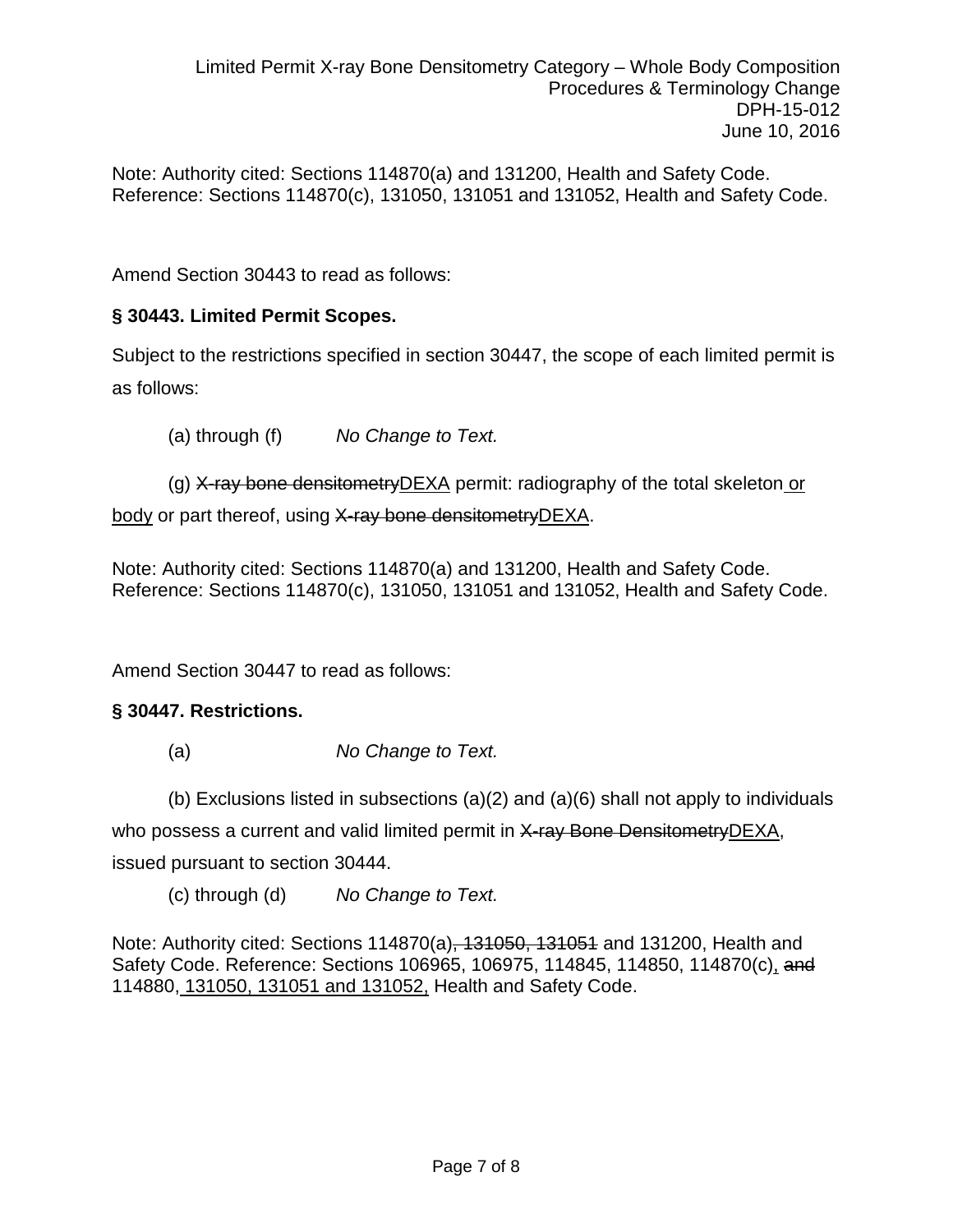Note: Authority cited: Sections 114870(a) and 131200, Health and Safety Code. Reference: Sections 114870(c), 131050, 131051 and 131052, Health and Safety Code.

Amend Section 30443 to read as follows:

**§ 30443. Limited Permit Scopes.**

Subject to the restrictions specified in section 30447, the scope of each limited permit is as follows:

(a) through (f) *No Change to Text.*

(g) ~~X-ray bone densitometry~~<u>DEXA</u> permit: radiography of the total skeleton<u> or body</u> or part thereof, using ~~X-ray bone densitometry~~<u>DEXA</u>.

Note: Authority cited: Sections 114870(a) and 131200, Health and Safety Code. Reference: Sections 114870(c), 131050, 131051 and 131052, Health and Safety Code.

Amend Section 30447 to read as follows:

**§ 30447. Restrictions.**

(a) *No Change to Text.*

(b) Exclusions listed in subsections (a)(2) and (a)(6) shall not apply to individuals who possess a current and valid limited permit in ~~X-ray Bone Densitometry~~<u>DEXA</u>, issued pursuant to section 30444.

(c) through (d) *No Change to Text.*

Note: Authority cited: Sections 114870(a)~~, 131050, 131051~~ and 131200, Health and Safety Code. Reference: Sections 106965, 106975, 114845, 114850, 114870(c)<u>,</u> ~~and~~ 114880<u>, 131050, 131051 and 131052,</u> Health and Safety Code.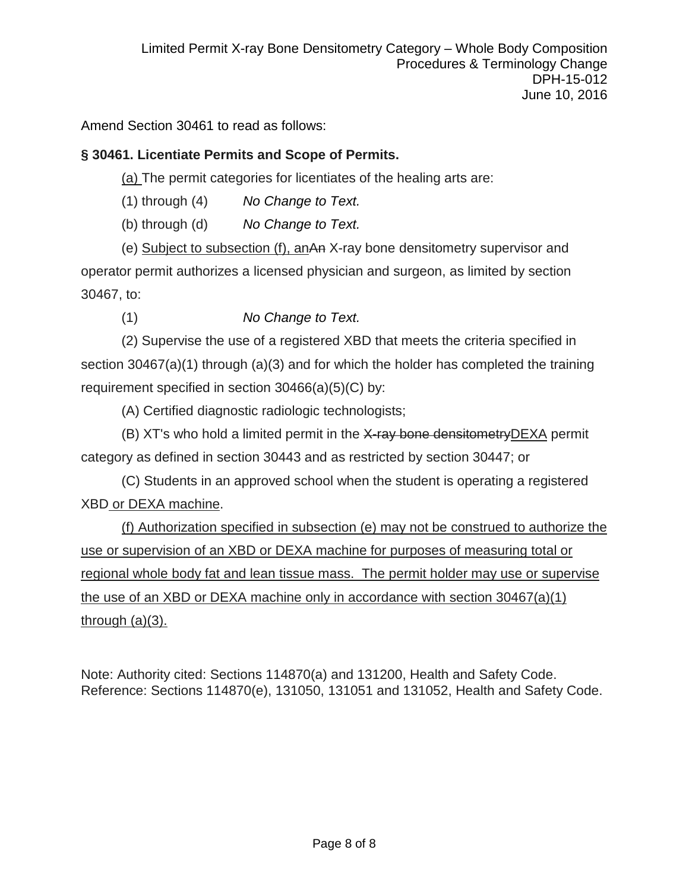Amend Section 30461 to read as follows:

**§ 30461. Licentiate Permits and Scope of Permits.**

<u>(a)</u> The permit categories for licentiates of the healing arts are:

(1) through (4) *No Change to Text.*

(b) through (d) *No Change to Text.*

(e) <u>Subject to subsection (f), an</u>~~An~~ X-ray bone densitometry supervisor and operator permit authorizes a licensed physician and surgeon, as limited by section 30467, to:

(1) *No Change to Text.*

(2) Supervise the use of a registered XBD that meets the criteria specified in section 30467(a)(1) through (a)(3) and for which the holder has completed the training requirement specified in section 30466(a)(5)(C) by:

(A) Certified diagnostic radiologic technologists;

(B) XT's who hold a limited permit in the ~~X-ray bone densitometry~~<u>DEXA</u> permit category as defined in section 30443 and as restricted by section 30447; or

(C) Students in an approved school when the student is operating a registered XBD<u> or DEXA machine</u>.

<u>(f) Authorization specified in subsection (e) may not be construed to authorize the use or supervision of an XBD or DEXA machine for purposes of measuring total or regional whole body fat and lean tissue mass. The permit holder may use or supervise the use of an XBD or DEXA machine only in accordance with section 30467(a)(1) through (a)(3).</u>

Note: Authority cited: Sections 114870(a) and 131200, Health and Safety Code. Reference: Sections 114870(e), 131050, 131051 and 131052, Health and Safety Code.